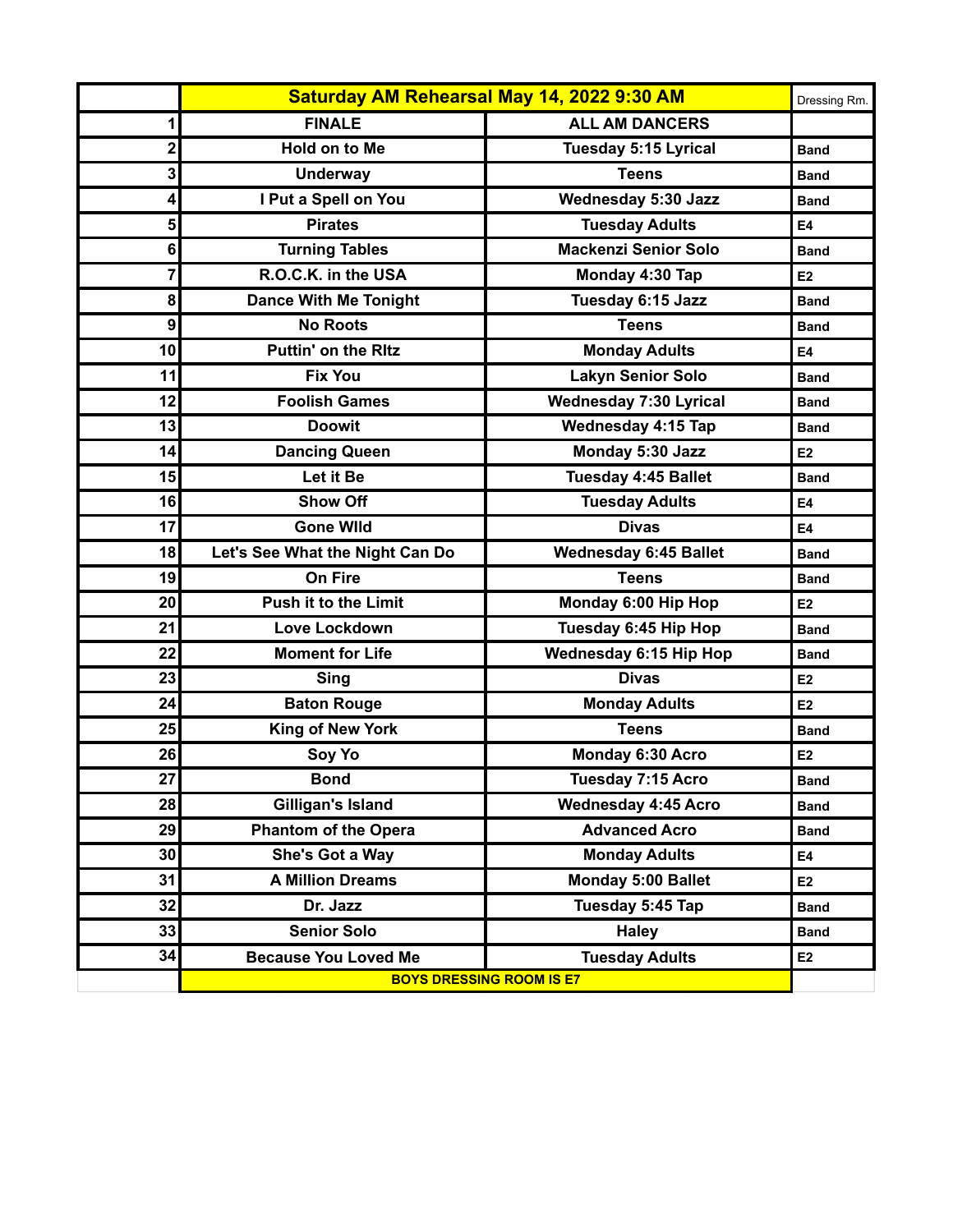| | Saturday AM Rehearsal May 14, 2022 9:30 AM | | Dressing Rm. |
|---|---|---|---|
| 1 | FINALE | ALL AM DANCERS | |
| 2 | Hold on to Me | Tuesday 5:15 Lyrical | Band |
| 3 | Underway | Teens | Band |
| 4 | I Put a Spell on You | Wednesday 5:30 Jazz | Band |
| 5 | Pirates | Tuesday Adults | E4 |
| 6 | Turning Tables | Mackenzi Senior Solo | Band |
| 7 | R.O.C.K. in the USA | Monday 4:30 Tap | E2 |
| 8 | Dance With Me Tonight | Tuesday 6:15 Jazz | Band |
| 9 | No Roots | Teens | Band |
| 10 | Puttin' on the RItz | Monday Adults | E4 |
| 11 | Fix You | Lakyn Senior Solo | Band |
| 12 | Foolish Games | Wednesday 7:30 Lyrical | Band |
| 13 | Doowit | Wednesday 4:15 Tap | Band |
| 14 | Dancing Queen | Monday 5:30 Jazz | E2 |
| 15 | Let it Be | Tuesday 4:45 Ballet | Band |
| 16 | Show Off | Tuesday Adults | E4 |
| 17 | Gone WIld | Divas | E4 |
| 18 | Let's See What the Night Can Do | Wednesday 6:45 Ballet | Band |
| 19 | On Fire | Teens | Band |
| 20 | Push it to the Limit | Monday 6:00 Hip Hop | E2 |
| 21 | Love Lockdown | Tuesday 6:45 Hip Hop | Band |
| 22 | Moment for Life | Wednesday 6:15 Hip Hop | Band |
| 23 | Sing | Divas | E2 |
| 24 | Baton Rouge | Monday Adults | E2 |
| 25 | King of New York | Teens | Band |
| 26 | Soy Yo | Monday 6:30 Acro | E2 |
| 27 | Bond | Tuesday 7:15 Acro | Band |
| 28 | Gilligan's Island | Wednesday 4:45 Acro | Band |
| 29 | Phantom of the Opera | Advanced Acro | Band |
| 30 | She's Got a Way | Monday Adults | E4 |
| 31 | A Million Dreams | Monday 5:00 Ballet | E2 |
| 32 | Dr. Jazz | Tuesday 5:45 Tap | Band |
| 33 | Senior Solo | Haley | Band |
| 34 | Because You Loved Me | Tuesday Adults | E2 |
| | BOYS DRESSING ROOM IS E7 | | |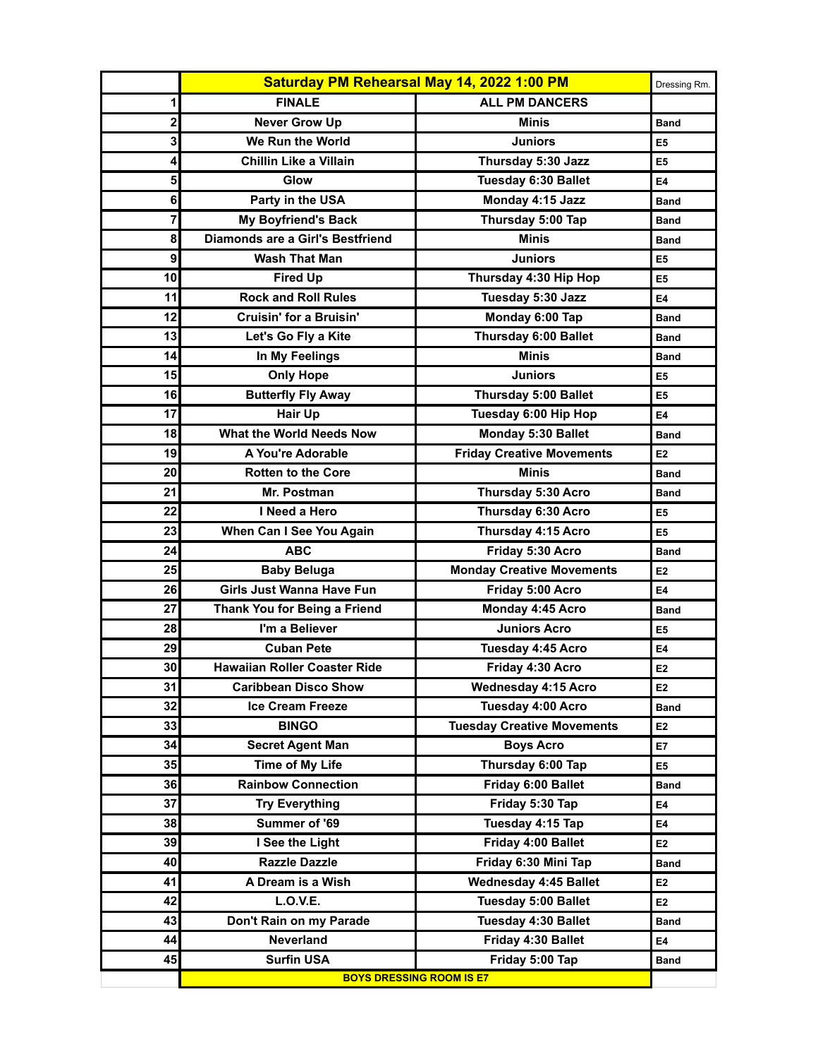| | Saturday PM Rehearsal May 14, 2022 1:00 PM | | Dressing Rm. |
|---|---|---|---|
| 1 | FINALE | ALL PM DANCERS | |
| 2 | Never Grow Up | Minis | Band |
| 3 | We Run the World | Juniors | E5 |
| 4 | Chillin Like a Villain | Thursday 5:30 Jazz | E5 |
| 5 | Glow | Tuesday 6:30 Ballet | E4 |
| 6 | Party in the USA | Monday 4:15 Jazz | Band |
| 7 | My Boyfriend's Back | Thursday 5:00 Tap | Band |
| 8 | Diamonds are a Girl's Bestfriend | Minis | Band |
| 9 | Wash That Man | Juniors | E5 |
| 10 | Fired Up | Thursday 4:30 Hip Hop | E5 |
| 11 | Rock and Roll Rules | Tuesday 5:30 Jazz | E4 |
| 12 | Cruisin' for a Bruisin' | Monday 6:00 Tap | Band |
| 13 | Let's Go Fly a Kite | Thursday 6:00 Ballet | Band |
| 14 | In My Feelings | Minis | Band |
| 15 | Only Hope | Juniors | E5 |
| 16 | Butterfly Fly Away | Thursday 5:00 Ballet | E5 |
| 17 | Hair Up | Tuesday 6:00 Hip Hop | E4 |
| 18 | What the World Needs Now | Monday 5:30 Ballet | Band |
| 19 | A You're Adorable | Friday Creative Movements | E2 |
| 20 | Rotten to the Core | Minis | Band |
| 21 | Mr. Postman | Thursday 5:30 Acro | Band |
| 22 | I Need a Hero | Thursday 6:30 Acro | E5 |
| 23 | When Can I See You Again | Thursday 4:15 Acro | E5 |
| 24 | ABC | Friday 5:30 Acro | Band |
| 25 | Baby Beluga | Monday Creative Movements | E2 |
| 26 | Girls Just Wanna Have Fun | Friday 5:00 Acro | E4 |
| 27 | Thank You for Being a Friend | Monday 4:45 Acro | Band |
| 28 | I'm a Believer | Juniors Acro | E5 |
| 29 | Cuban Pete | Tuesday 4:45 Acro | E4 |
| 30 | Hawaiian Roller Coaster Ride | Friday 4:30 Acro | E2 |
| 31 | Caribbean Disco Show | Wednesday 4:15 Acro | E2 |
| 32 | Ice Cream Freeze | Tuesday 4:00 Acro | Band |
| 33 | BINGO | Tuesday Creative Movements | E2 |
| 34 | Secret Agent Man | Boys Acro | E7 |
| 35 | Time of My Life | Thursday 6:00 Tap | E5 |
| 36 | Rainbow Connection | Friday 6:00 Ballet | Band |
| 37 | Try Everything | Friday 5:30 Tap | E4 |
| 38 | Summer of '69 | Tuesday 4:15 Tap | E4 |
| 39 | I See the Light | Friday 4:00 Ballet | E2 |
| 40 | Razzle Dazzle | Friday 6:30 Mini Tap | Band |
| 41 | A Dream is a Wish | Wednesday 4:45 Ballet | E2 |
| 42 | L.O.V.E. | Tuesday 5:00 Ballet | E2 |
| 43 | Don't Rain on my Parade | Tuesday 4:30 Ballet | Band |
| 44 | Neverland | Friday 4:30 Ballet | E4 |
| 45 | Surfin USA | Friday 5:00 Tap | Band |
| | BOYS DRESSING ROOM IS E7 | | |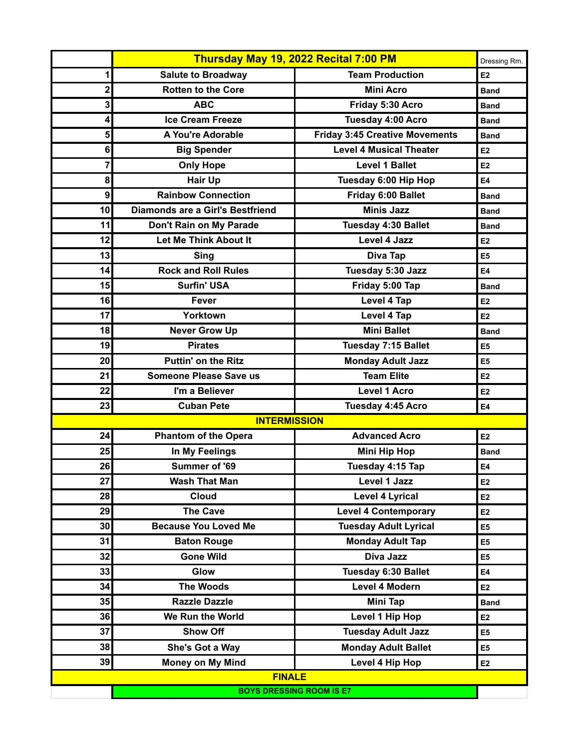| | Thursday May 19, 2022 Recital 7:00 PM | | Dressing Rm. |
|---|---|---|---|
| 1 | Salute to Broadway | Team Production | E2 |
| 2 | Rotten to the Core | Mini Acro | Band |
| 3 | ABC | Friday 5:30 Acro | Band |
| 4 | Ice Cream Freeze | Tuesday 4:00 Acro | Band |
| 5 | A You're Adorable | Friday 3:45 Creative Movements | Band |
| 6 | Big Spender | Level 4 Musical Theater | E2 |
| 7 | Only Hope | Level 1 Ballet | E2 |
| 8 | Hair Up | Tuesday 6:00 Hip Hop | E4 |
| 9 | Rainbow Connection | Friday 6:00 Ballet | Band |
| 10 | Diamonds are a Girl's Bestfriend | Minis Jazz | Band |
| 11 | Don't Rain on My Parade | Tuesday 4:30 Ballet | Band |
| 12 | Let Me Think About It | Level 4 Jazz | E2 |
| 13 | Sing | Diva Tap | E5 |
| 14 | Rock and Roll Rules | Tuesday 5:30 Jazz | E4 |
| 15 | Surfin' USA | Friday 5:00 Tap | Band |
| 16 | Fever | Level 4 Tap | E2 |
| 17 | Yorktown | Level 4 Tap | E2 |
| 18 | Never Grow Up | Mini Ballet | Band |
| 19 | Pirates | Tuesday 7:15 Ballet | E5 |
| 20 | Puttin' on the Ritz | Monday Adult Jazz | E5 |
| 21 | Someone Please Save us | Team Elite | E2 |
| 22 | I'm a Believer | Level 1 Acro | E2 |
| 23 | Cuban Pete | Tuesday 4:45 Acro | E4 |
| | INTERMISSION | | |
| 24 | Phantom of the Opera | Advanced Acro | E2 |
| 25 | In My Feelings | Mini Hip Hop | Band |
| 26 | Summer of '69 | Tuesday 4:15 Tap | E4 |
| 27 | Wash That Man | Level 1 Jazz | E2 |
| 28 | Cloud | Level 4 Lyrical | E2 |
| 29 | The Cave | Level 4 Contemporary | E2 |
| 30 | Because You Loved Me | Tuesday Adult Lyrical | E5 |
| 31 | Baton Rouge | Monday Adult Tap | E5 |
| 32 | Gone Wild | Diva Jazz | E5 |
| 33 | Glow | Tuesday 6:30 Ballet | E4 |
| 34 | The Woods | Level 4 Modern | E2 |
| 35 | Razzle Dazzle | Mini Tap | Band |
| 36 | We Run the World | Level 1 Hip Hop | E2 |
| 37 | Show Off | Tuesday Adult Jazz | E5 |
| 38 | She's Got a Way | Monday Adult Ballet | E5 |
| 39 | Money on My Mind | Level 4 Hip Hop | E2 |
| | FINALE | | |
| | BOYS DRESSING ROOM IS E7 | | |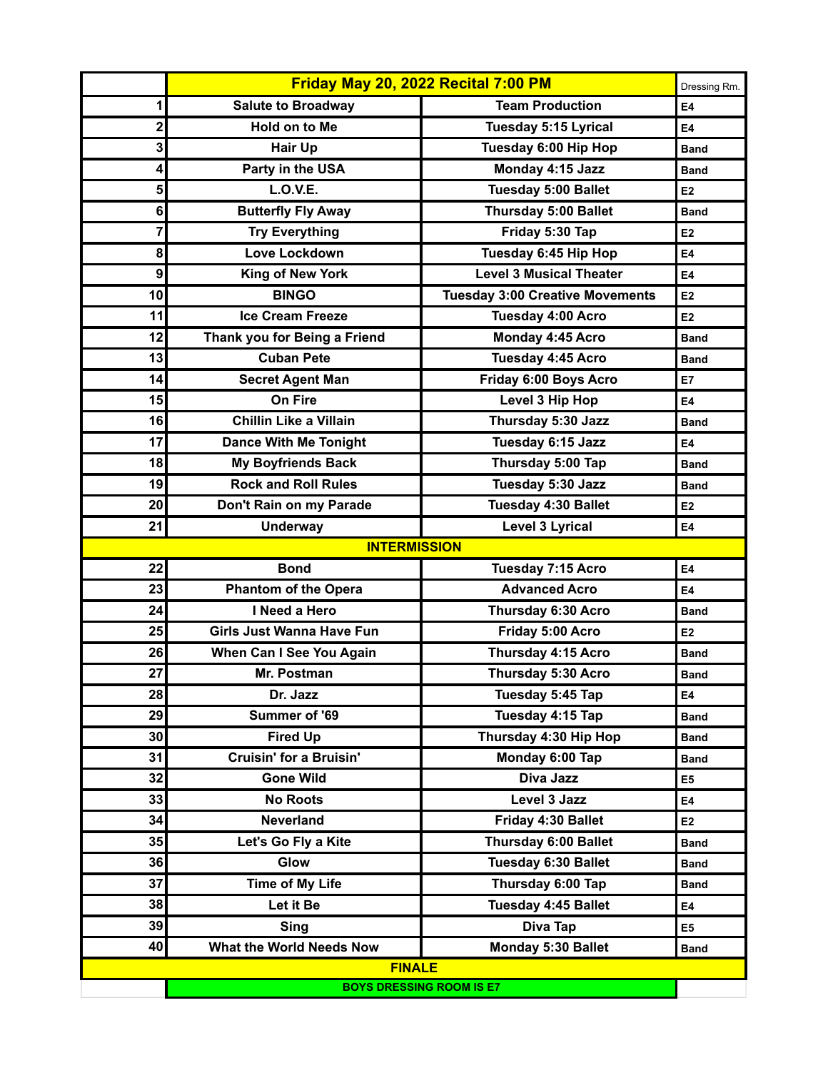| | Friday May 20, 2022 Recital 7:00 PM | | Dressing Rm. |
|---|---|---|---|
| 1 | Salute to Broadway | Team Production | E4 |
| 2 | Hold on to Me | Tuesday 5:15 Lyrical | E4 |
| 3 | Hair Up | Tuesday 6:00 Hip Hop | Band |
| 4 | Party in the USA | Monday 4:15 Jazz | Band |
| 5 | L.O.V.E. | Tuesday 5:00 Ballet | E2 |
| 6 | Butterfly Fly Away | Thursday 5:00 Ballet | Band |
| 7 | Try Everything | Friday 5:30 Tap | E2 |
| 8 | Love Lockdown | Tuesday 6:45 Hip Hop | E4 |
| 9 | King of New York | Level 3 Musical Theater | E4 |
| 10 | BINGO | Tuesday 3:00 Creative Movements | E2 |
| 11 | Ice Cream Freeze | Tuesday 4:00 Acro | E2 |
| 12 | Thank you for Being a Friend | Monday 4:45 Acro | Band |
| 13 | Cuban Pete | Tuesday 4:45 Acro | Band |
| 14 | Secret Agent Man | Friday 6:00 Boys Acro | E7 |
| 15 | On Fire | Level 3 Hip Hop | E4 |
| 16 | Chillin Like a Villain | Thursday 5:30 Jazz | Band |
| 17 | Dance With Me Tonight | Tuesday 6:15 Jazz | E4 |
| 18 | My Boyfriends Back | Thursday 5:00 Tap | Band |
| 19 | Rock and Roll Rules | Tuesday 5:30 Jazz | Band |
| 20 | Don't Rain on my Parade | Tuesday 4:30 Ballet | E2 |
| 21 | Underway | Level 3 Lyrical | E4 |
| | INTERMISSION | | |
| 22 | Bond | Tuesday 7:15 Acro | E4 |
| 23 | Phantom of the Opera | Advanced Acro | E4 |
| 24 | I Need a Hero | Thursday 6:30 Acro | Band |
| 25 | Girls Just Wanna Have Fun | Friday 5:00 Acro | E2 |
| 26 | When Can I See You Again | Thursday 4:15 Acro | Band |
| 27 | Mr. Postman | Thursday 5:30 Acro | Band |
| 28 | Dr. Jazz | Tuesday 5:45 Tap | E4 |
| 29 | Summer of '69 | Tuesday 4:15 Tap | Band |
| 30 | Fired Up | Thursday 4:30 Hip Hop | Band |
| 31 | Cruisin' for a Bruisin' | Monday 6:00 Tap | Band |
| 32 | Gone Wild | Diva Jazz | E5 |
| 33 | No Roots | Level 3 Jazz | E4 |
| 34 | Neverland | Friday 4:30 Ballet | E2 |
| 35 | Let's Go Fly a Kite | Thursday 6:00 Ballet | Band |
| 36 | Glow | Tuesday 6:30 Ballet | Band |
| 37 | Time of My Life | Thursday 6:00 Tap | Band |
| 38 | Let it Be | Tuesday 4:45 Ballet | E4 |
| 39 | Sing | Diva Tap | E5 |
| 40 | What the World Needs Now | Monday 5:30 Ballet | Band |
| | FINALE | | |
| | BOYS DRESSING ROOM IS E7 | | |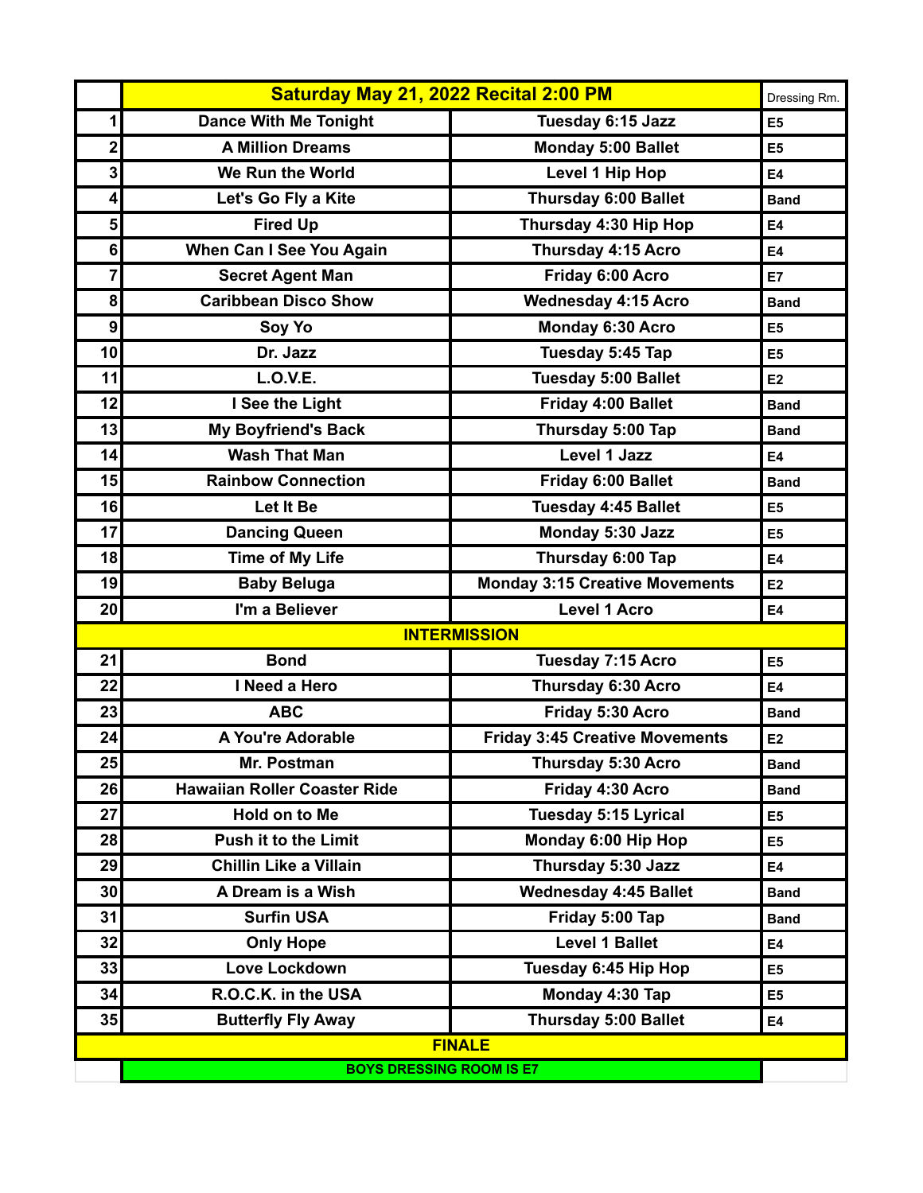| | Saturday May 21, 2022 Recital 2:00 PM | | Dressing Rm. |
|---|---|---|---|
| 1 | Dance With Me Tonight | Tuesday 6:15 Jazz | E5 |
| 2 | A Million Dreams | Monday 5:00 Ballet | E5 |
| 3 | We Run the World | Level 1 Hip Hop | E4 |
| 4 | Let's Go Fly a Kite | Thursday 6:00 Ballet | Band |
| 5 | Fired Up | Thursday 4:30 Hip Hop | E4 |
| 6 | When Can I See You Again | Thursday 4:15 Acro | E4 |
| 7 | Secret Agent Man | Friday 6:00 Acro | E7 |
| 8 | Caribbean Disco Show | Wednesday 4:15 Acro | Band |
| 9 | Soy Yo | Monday 6:30 Acro | E5 |
| 10 | Dr. Jazz | Tuesday 5:45 Tap | E5 |
| 11 | L.O.V.E. | Tuesday 5:00 Ballet | E2 |
| 12 | I See the Light | Friday 4:00 Ballet | Band |
| 13 | My Boyfriend's Back | Thursday 5:00 Tap | Band |
| 14 | Wash That Man | Level 1 Jazz | E4 |
| 15 | Rainbow Connection | Friday 6:00 Ballet | Band |
| 16 | Let It Be | Tuesday 4:45 Ballet | E5 |
| 17 | Dancing Queen | Monday 5:30 Jazz | E5 |
| 18 | Time of My Life | Thursday 6:00 Tap | E4 |
| 19 | Baby Beluga | Monday 3:15 Creative Movements | E2 |
| 20 | I'm a Believer | Level 1 Acro | E4 |
| | INTERMISSION | | |
| 21 | Bond | Tuesday 7:15 Acro | E5 |
| 22 | I Need a Hero | Thursday 6:30 Acro | E4 |
| 23 | ABC | Friday 5:30 Acro | Band |
| 24 | A You're Adorable | Friday 3:45 Creative Movements | E2 |
| 25 | Mr. Postman | Thursday 5:30 Acro | Band |
| 26 | Hawaiian Roller Coaster Ride | Friday 4:30 Acro | Band |
| 27 | Hold on to Me | Tuesday 5:15 Lyrical | E5 |
| 28 | Push it to the Limit | Monday 6:00 Hip Hop | E5 |
| 29 | Chillin Like a Villain | Thursday 5:30 Jazz | E4 |
| 30 | A Dream is a Wish | Wednesday 4:45 Ballet | Band |
| 31 | Surfin USA | Friday 5:00 Tap | Band |
| 32 | Only Hope | Level 1 Ballet | E4 |
| 33 | Love Lockdown | Tuesday 6:45 Hip Hop | E5 |
| 34 | R.O.C.K. in the USA | Monday 4:30 Tap | E5 |
| 35 | Butterfly Fly Away | Thursday 5:00 Ballet | E4 |
| | FINALE | | |
| | BOYS DRESSING ROOM IS E7 | | |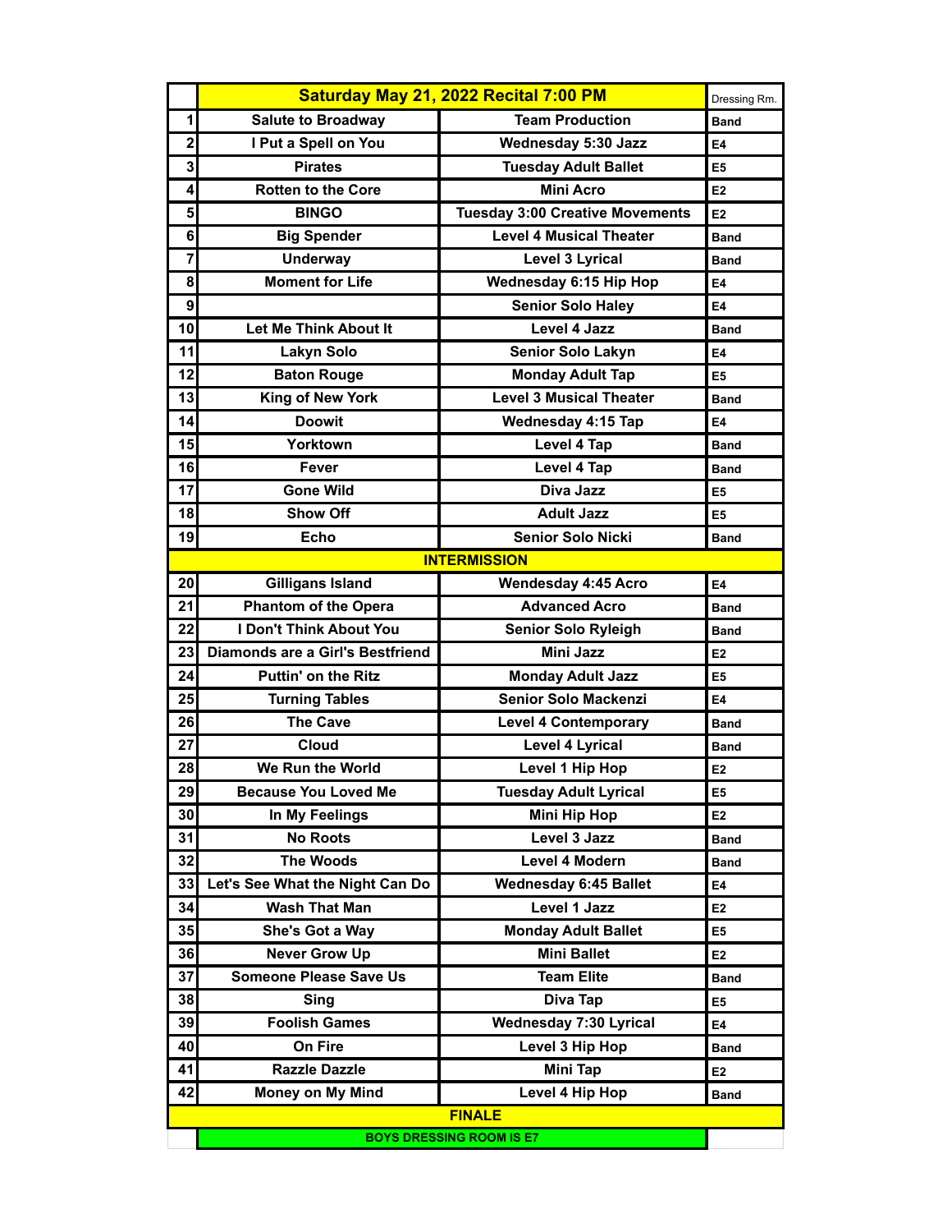| | Saturday May 21, 2022 Recital 7:00 PM | | Dressing Rm. |
|---|---|---|---|
| 1 | Salute to Broadway | Team Production | Band |
| 2 | I Put a Spell on You | Wednesday 5:30 Jazz | E4 |
| 3 | Pirates | Tuesday Adult Ballet | E5 |
| 4 | Rotten to the Core | Mini Acro | E2 |
| 5 | BINGO | Tuesday 3:00 Creative Movements | E2 |
| 6 | Big Spender | Level 4 Musical Theater | Band |
| 7 | Underway | Level 3 Lyrical | Band |
| 8 | Moment for Life | Wednesday 6:15 Hip Hop | E4 |
| 9 | | Senior Solo Haley | E4 |
| 10 | Let Me Think About It | Level 4 Jazz | Band |
| 11 | Lakyn Solo | Senior Solo Lakyn | E4 |
| 12 | Baton Rouge | Monday Adult Tap | E5 |
| 13 | King of New York | Level 3 Musical Theater | Band |
| 14 | Doowit | Wednesday 4:15 Tap | E4 |
| 15 | Yorktown | Level 4 Tap | Band |
| 16 | Fever | Level 4 Tap | Band |
| 17 | Gone Wild | Diva Jazz | E5 |
| 18 | Show Off | Adult Jazz | E5 |
| 19 | Echo | Senior Solo Nicki | Band |
| | INTERMISSION | | |
| 20 | Gilligans Island | Wendesday 4:45 Acro | E4 |
| 21 | Phantom of the Opera | Advanced Acro | Band |
| 22 | I Don't Think About You | Senior Solo Ryleigh | Band |
| 23 | Diamonds are a Girl's Bestfriend | Mini Jazz | E2 |
| 24 | Puttin' on the Ritz | Monday Adult Jazz | E5 |
| 25 | Turning Tables | Senior Solo Mackenzi | E4 |
| 26 | The Cave | Level 4 Contemporary | Band |
| 27 | Cloud | Level 4 Lyrical | Band |
| 28 | We Run the World | Level 1 Hip Hop | E2 |
| 29 | Because You Loved Me | Tuesday Adult Lyrical | E5 |
| 30 | In My Feelings | Mini Hip Hop | E2 |
| 31 | No Roots | Level 3 Jazz | Band |
| 32 | The Woods | Level 4 Modern | Band |
| 33 | Let's See What the Night Can Do | Wednesday 6:45 Ballet | E4 |
| 34 | Wash That Man | Level 1 Jazz | E2 |
| 35 | She's Got a Way | Monday Adult Ballet | E5 |
| 36 | Never Grow Up | Mini Ballet | E2 |
| 37 | Someone Please Save Us | Team Elite | Band |
| 38 | Sing | Diva Tap | E5 |
| 39 | Foolish Games | Wednesday 7:30 Lyrical | E4 |
| 40 | On Fire | Level 3 Hip Hop | Band |
| 41 | Razzle Dazzle | Mini Tap | E2 |
| 42 | Money on My Mind | Level 4 Hip Hop | Band |
| | FINALE | | |
| | BOYS DRESSING ROOM IS E7 | | |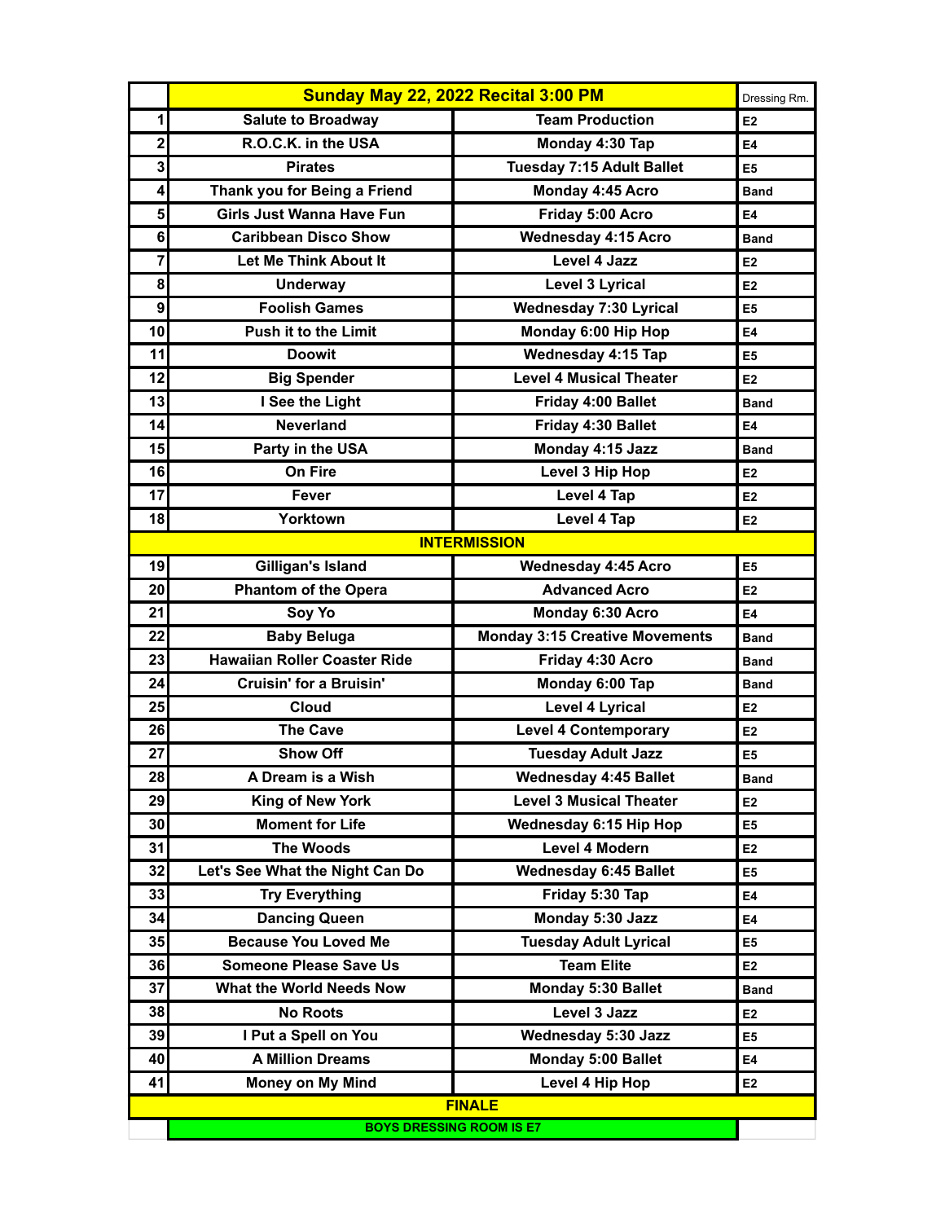| | Sunday May 22, 2022 Recital 3:00 PM | | Dressing Rm. |
|---|---|---|---|
| 1 | Salute to Broadway | Team Production | E2 |
| 2 | R.O.C.K. in the USA | Monday 4:30 Tap | E4 |
| 3 | Pirates | Tuesday 7:15 Adult Ballet | E5 |
| 4 | Thank you for Being a Friend | Monday 4:45 Acro | Band |
| 5 | Girls Just Wanna Have Fun | Friday 5:00 Acro | E4 |
| 6 | Caribbean Disco Show | Wednesday 4:15 Acro | Band |
| 7 | Let Me Think About It | Level 4 Jazz | E2 |
| 8 | Underway | Level 3 Lyrical | E2 |
| 9 | Foolish Games | Wednesday 7:30 Lyrical | E5 |
| 10 | Push it to the Limit | Monday 6:00 Hip Hop | E4 |
| 11 | Doowit | Wednesday 4:15 Tap | E5 |
| 12 | Big Spender | Level 4 Musical Theater | E2 |
| 13 | I See the Light | Friday 4:00 Ballet | Band |
| 14 | Neverland | Friday 4:30 Ballet | E4 |
| 15 | Party in the USA | Monday 4:15 Jazz | Band |
| 16 | On Fire | Level 3 Hip Hop | E2 |
| 17 | Fever | Level 4 Tap | E2 |
| 18 | Yorktown | Level 4 Tap | E2 |
| | INTERMISSION | | |
| 19 | Gilligan's Island | Wednesday 4:45 Acro | E5 |
| 20 | Phantom of the Opera | Advanced Acro | E2 |
| 21 | Soy Yo | Monday 6:30 Acro | E4 |
| 22 | Baby Beluga | Monday 3:15 Creative Movements | Band |
| 23 | Hawaiian Roller Coaster Ride | Friday 4:30 Acro | Band |
| 24 | Cruisin' for a Bruisin' | Monday 6:00 Tap | Band |
| 25 | Cloud | Level 4 Lyrical | E2 |
| 26 | The Cave | Level 4 Contemporary | E2 |
| 27 | Show Off | Tuesday Adult Jazz | E5 |
| 28 | A Dream is a Wish | Wednesday 4:45 Ballet | Band |
| 29 | King of New York | Level 3 Musical Theater | E2 |
| 30 | Moment for Life | Wednesday 6:15 Hip Hop | E5 |
| 31 | The Woods | Level 4 Modern | E2 |
| 32 | Let's See What the Night Can Do | Wednesday 6:45 Ballet | E5 |
| 33 | Try Everything | Friday 5:30 Tap | E4 |
| 34 | Dancing Queen | Monday 5:30 Jazz | E4 |
| 35 | Because You Loved Me | Tuesday Adult Lyrical | E5 |
| 36 | Someone Please Save Us | Team Elite | E2 |
| 37 | What the World Needs Now | Monday 5:30 Ballet | Band |
| 38 | No Roots | Level 3 Jazz | E2 |
| 39 | I Put a Spell on You | Wednesday 5:30 Jazz | E5 |
| 40 | A Million Dreams | Monday 5:00 Ballet | E4 |
| 41 | Money on My Mind | Level 4 Hip Hop | E2 |
| | FINALE | | |
| | BOYS DRESSING ROOM IS E7 | | |